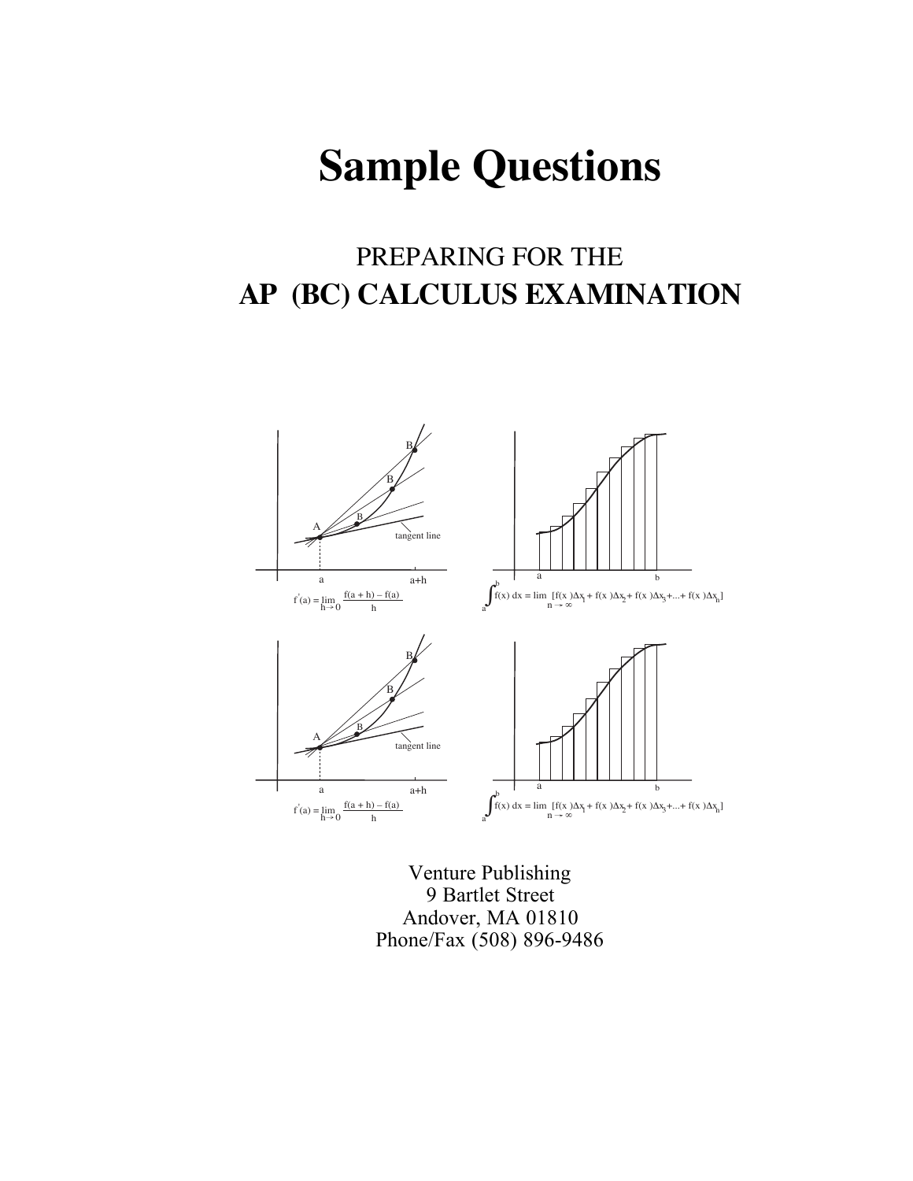# Sample Questions

## PREPARING FOR THE
## AP (BC) CALCULUS EXAMINATION

$$f'(a) = \lim_{h \to 0} \frac{f(a+h) - f(a)}{h}$$

$$\int_a^b f(x)\,dx = \lim_{n \to \infty} [f(x_1)\Delta x_1 + f(x_2)\Delta x_2 + f(x_3)\Delta x_3 + ... + f(x_n)\Delta x_n]$$

$$f'(a) = \lim_{h \to 0} \frac{f(a+h) - f(a)}{h}$$

$$\int_a^b f(x)\,dx = \lim_{n \to \infty} [f(x_1)\Delta x_1 + f(x_2)\Delta x_2 + f(x_3)\Delta x_3 + ... + f(x_n)\Delta x_n]$$

Venture Publishing
9 Bartlet Street
Andover, MA 01810
Phone/Fax (508) 896-9486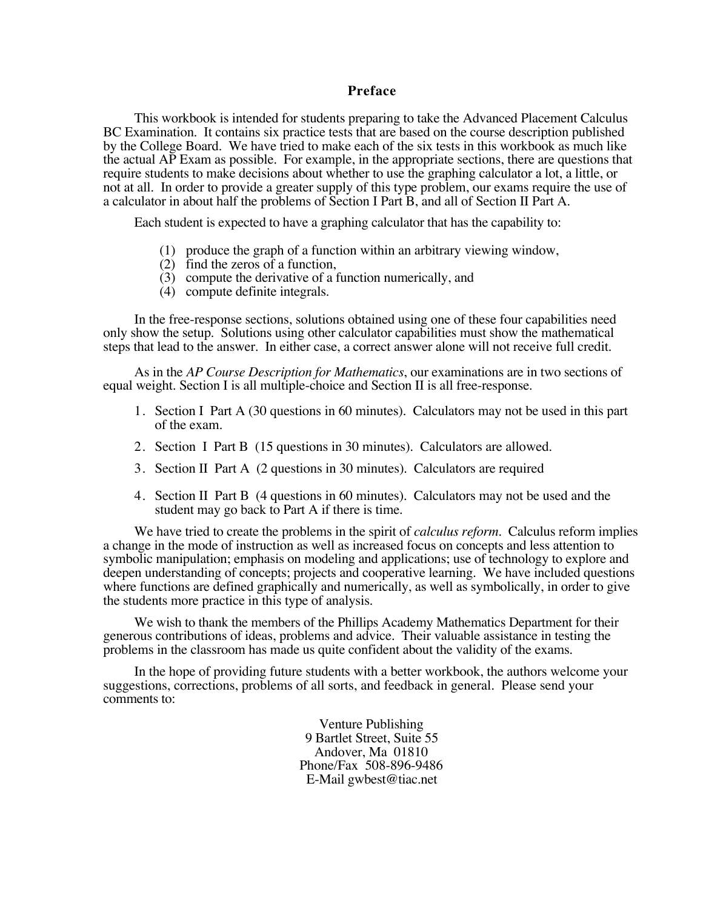# Preface

This workbook is intended for students preparing to take the Advanced Placement Calculus BC Examination. It contains six practice tests that are based on the course description published by the College Board. We have tried to make each of the six tests in this workbook as much like the actual AP Exam as possible. For example, in the appropriate sections, there are questions that require students to make decisions about whether to use the graphing calculator a lot, a little, or not at all. In order to provide a greater supply of this type problem, our exams require the use of a calculator in about half the problems of Section I Part B, and all of Section II Part A.

Each student is expected to have a graphing calculator that has the capability to:

(1) produce the graph of a function within an arbitrary viewing window,
(2) find the zeros of a function,
(3) compute the derivative of a function numerically, and
(4) compute definite integrals.

In the free-response sections, solutions obtained using one of these four capabilities need only show the setup. Solutions using other calculator capabilities must show the mathematical steps that lead to the answer. In either case, a correct answer alone will not receive full credit.

As in the *AP Course Description for Mathematics*, our examinations are in two sections of equal weight. Section I is all multiple-choice and Section II is all free-response.

1. Section I Part A (30 questions in 60 minutes). Calculators may not be used in this part of the exam.
2. Section I Part B (15 questions in 30 minutes). Calculators are allowed.
3. Section II Part A (2 questions in 30 minutes). Calculators are required
4. Section II Part B (4 questions in 60 minutes). Calculators may not be used and the student may go back to Part A if there is time.

We have tried to create the problems in the spirit of *calculus reform*. Calculus reform implies a change in the mode of instruction as well as increased focus on concepts and less attention to symbolic manipulation; emphasis on modeling and applications; use of technology to explore and deepen understanding of concepts; projects and cooperative learning. We have included questions where functions are defined graphically and numerically, as well as symbolically, in order to give the students more practice in this type of analysis.

We wish to thank the members of the Phillips Academy Mathematics Department for their generous contributions of ideas, problems and advice. Their valuable assistance in testing the problems in the classroom has made us quite confident about the validity of the exams.

In the hope of providing future students with a better workbook, the authors welcome your suggestions, corrections, problems of all sorts, and feedback in general. Please send your comments to:

Venture Publishing
9 Bartlet Street, Suite 55
Andover, Ma 01810
Phone/Fax 508-896-9486
E-Mail gwbest@tiac.net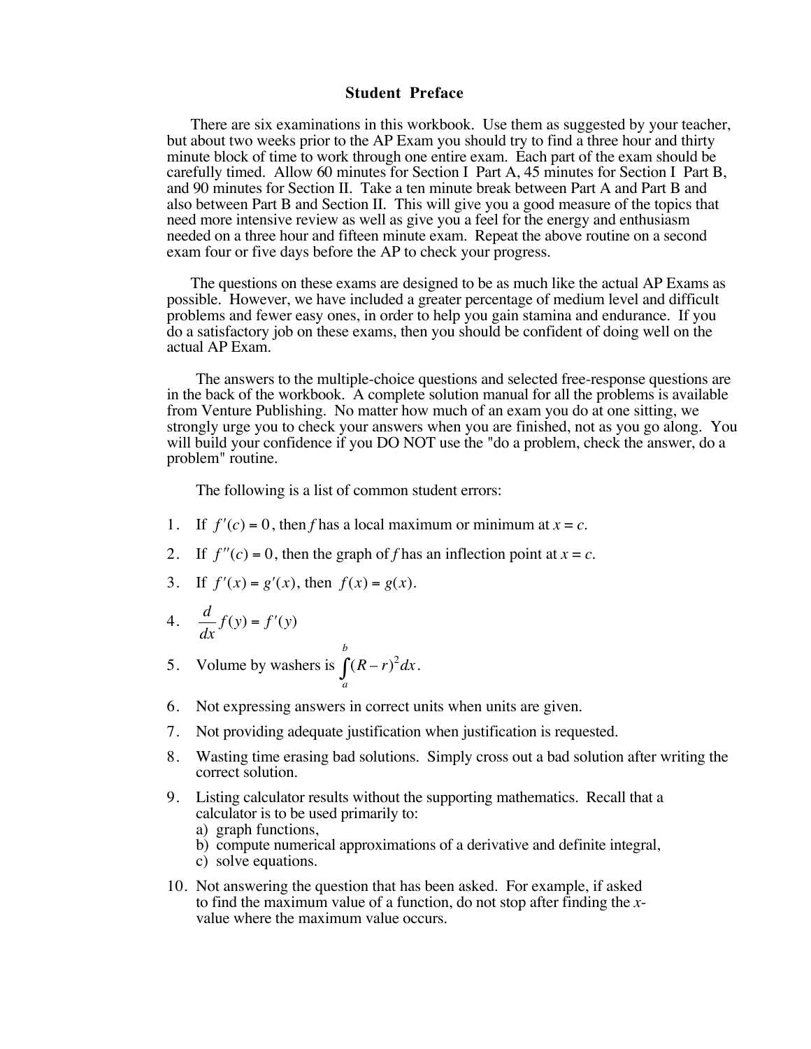# Student Preface

There are six examinations in this workbook. Use them as suggested by your teacher, but about two weeks prior to the AP Exam you should try to find a three hour and thirty minute block of time to work through one entire exam. Each part of the exam should be carefully timed. Allow 60 minutes for Section I Part A, 45 minutes for Section I Part B, and 90 minutes for Section II. Take a ten minute break between Part A and Part B and also between Part B and Section II. This will give you a good measure of the topics that need more intensive review as well as give you a feel for the energy and enthusiasm needed on a three hour and fifteen minute exam. Repeat the above routine on a second exam four or five days before the AP to check your progress.

The questions on these exams are designed to be as much like the actual AP Exams as possible. However, we have included a greater percentage of medium level and difficult problems and fewer easy ones, in order to help you gain stamina and endurance. If you do a satisfactory job on these exams, then you should be confident of doing well on the actual AP Exam.

The answers to the multiple-choice questions and selected free-response questions are in the back of the workbook. A complete solution manual for all the problems is available from Venture Publishing. No matter how much of an exam you do at one sitting, we strongly urge you to check your answers when you are finished, not as you go along. You will build your confidence if you DO NOT use the "do a problem, check the answer, do a problem" routine.

The following is a list of common student errors:

1. If $f'(c) = 0$, then $f$ has a local maximum or minimum at $x = c$.
2. If $f''(c) = 0$, then the graph of $f$ has an inflection point at $x = c$.
3. If $f'(x) = g'(x)$, then $f(x) = g(x)$.
4. $\dfrac{d}{dx} f(y) = f'(y)$
5. Volume by washers is $\int_a^b (R - r)^2 dx$.
6. Not expressing answers in correct units when units are given.
7. Not providing adequate justification when justification is requested.
8. Wasting time erasing bad solutions. Simply cross out a bad solution after writing the correct solution.
9. Listing calculator results without the supporting mathematics. Recall that a calculator is to be used primarily to:
   a) graph functions,
   b) compute numerical approximations of a derivative and definite integral,
   c) solve equations.
10. Not answering the question that has been asked. For example, if asked to find the maximum value of a function, do not stop after finding the $x$-value where the maximum value occurs.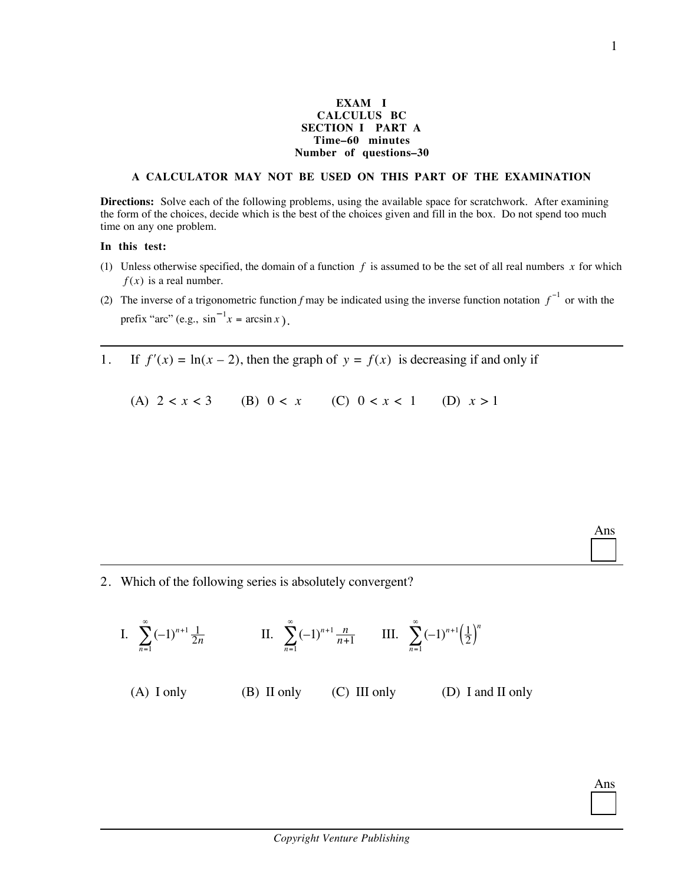**EXAM I**
**CALCULUS BC**
**SECTION I PART A**
**Time–60 minutes**
**Number of questions–30**

**A CALCULATOR MAY NOT BE USED ON THIS PART OF THE EXAMINATION**

**Directions:** Solve each of the following problems, using the available space for scratchwork. After examining the form of the choices, decide which is the best of the choices given and fill in the box. Do not spend too much time on any one problem.

**In this test:**

(1) Unless otherwise specified, the domain of a function $f$ is assumed to be the set of all real numbers $x$ for which $f(x)$ is a real number.

(2) The inverse of a trigonometric function $f$ may be indicated using the inverse function notation $f^{-1}$ or with the prefix "arc" (e.g., $\sin^{-1}x = \arcsin x$).

---

1. If $f'(x) = \ln(x - 2)$, then the graph of $y = f(x)$ is decreasing if and only if

(A) $2 < x < 3$ (B) $0 < x$ (C) $0 < x < 1$ (D) $x > 1$

Ans

---

2. Which of the following series is absolutely convergent?

I. $\sum_{n=1}^{\infty} (-1)^{n+1} \frac{1}{2n}$ II. $\sum_{n=1}^{\infty} (-1)^{n+1} \frac{n}{n+1}$ III. $\sum_{n=1}^{\infty} (-1)^{n+1} \left(\frac{1}{2}\right)^n$

(A) I only (B) II only (C) III only (D) I and II only

Ans

---

*Copyright Venture Publishing*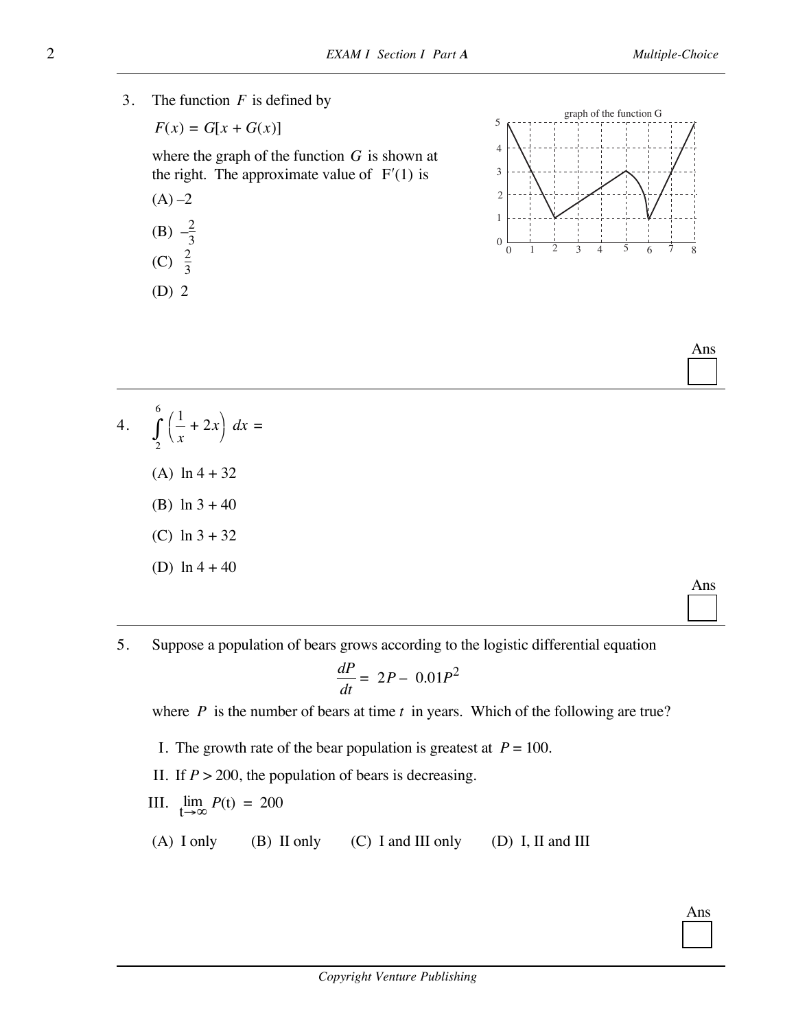3. The function $F$ is defined by

$F(x) = G[x + G(x)]$

where the graph of the function $G$ is shown at the right. The approximate value of $F'(1)$ is

graph of the function G

5
4
3
2
1
0

0 1 2 3 4 5 6 7 8

(A) $-2$

(B) $-\frac{2}{3}$

(C) $\frac{2}{3}$

(D) $2$

Ans

---

4. $\displaystyle\int_2^6 \left(\frac{1}{x} + 2x\right) dx =$

(A) $\ln 4 + 32$

(B) $\ln 3 + 40$

(C) $\ln 3 + 32$

(D) $\ln 4 + 40$

Ans

---

5. Suppose a population of bears grows according to the logistic differential equation

$$\frac{dP}{dt} = 2P - 0.01P^2$$

where $P$ is the number of bears at time $t$ in years. Which of the following are true?

I. The growth rate of the bear population is greatest at $P = 100$.

II. If $P > 200$, the population of bears is decreasing.

III. $\lim_{t\to\infty} P(t) = 200$

(A) I only (B) II only (C) I and III only (D) I, II and III

Ans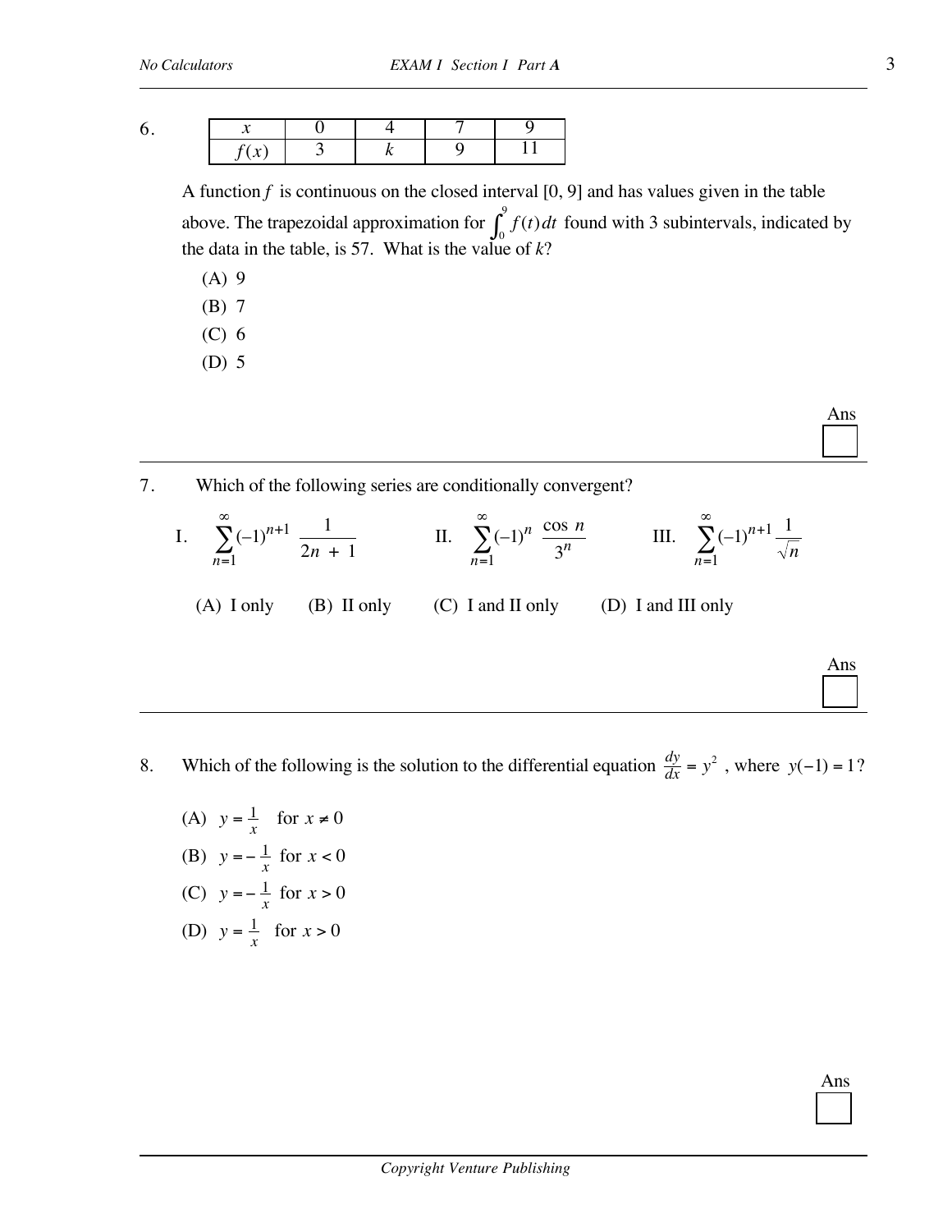6.

| $x$ | 0 | 4 | 7 | 9 |
|---|---|---|---|---|
| $f(x)$ | 3 | $k$ | 9 | 11 |

A function $f$ is continuous on the closed interval [0, 9] and has values given in the table above. The trapezoidal approximation for $\int_0^9 f(t)\,dt$ found with 3 subintervals, indicated by the data in the table, is 57. What is the value of $k$?

(A) 9

(B) 7

(C) 6

(D) 5

Ans

---

7. Which of the following series are conditionally convergent?

I. $\displaystyle\sum_{n=1}^{\infty}(-1)^{n+1}\frac{1}{2n+1}$ II. $\displaystyle\sum_{n=1}^{\infty}(-1)^{n}\frac{\cos n}{3^n}$ III. $\displaystyle\sum_{n=1}^{\infty}(-1)^{n+1}\frac{1}{\sqrt{n}}$

(A) I only (B) II only (C) I and II only (D) I and III only

Ans

---

8. Which of the following is the solution to the differential equation $\frac{dy}{dx} = y^2$, where $y(-1) = 1$?

(A) $y = \frac{1}{x}$ for $x \neq 0$

(B) $y = -\frac{1}{x}$ for $x < 0$

(C) $y = -\frac{1}{x}$ for $x > 0$

(D) $y = \frac{1}{x}$ for $x > 0$

Ans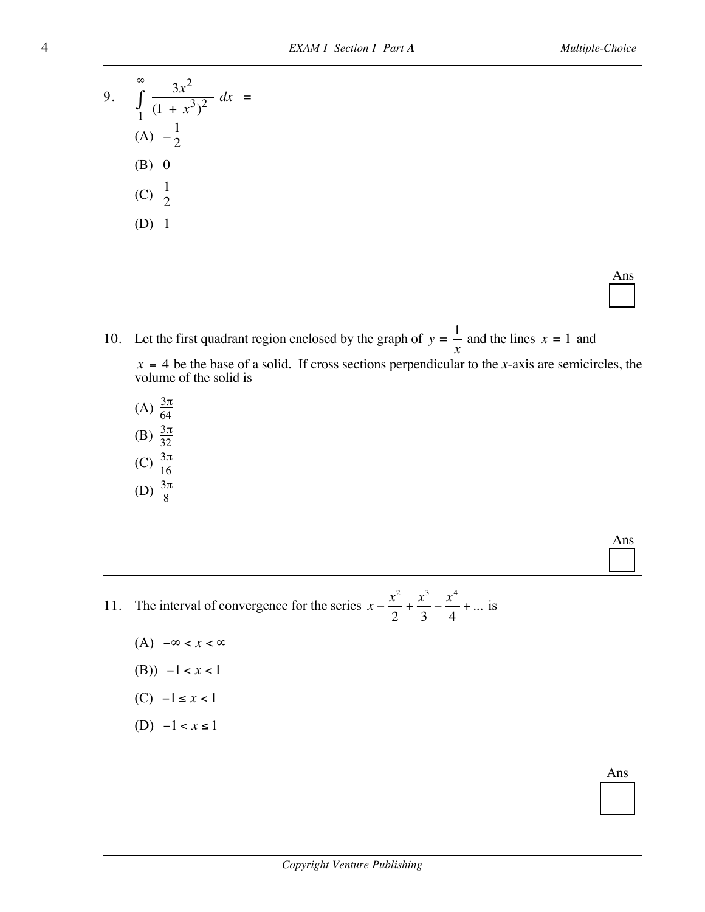9. $\displaystyle\int_1^{\infty} \frac{3x^2}{(1 + x^3)^2}\, dx =$

(A) $-\frac{1}{2}$

(B) 0

(C) $\frac{1}{2}$

(D) 1

Ans

---

10. Let the first quadrant region enclosed by the graph of $y = \frac{1}{x}$ and the lines $x = 1$ and $x = 4$ be the base of a solid. If cross sections perpendicular to the *x*-axis are semicircles, the volume of the solid is

(A) $\frac{3\pi}{64}$

(B) $\frac{3\pi}{32}$

(C) $\frac{3\pi}{16}$

(D) $\frac{3\pi}{8}$

Ans

---

11. The interval of convergence for the series $x - \frac{x^2}{2} + \frac{x^3}{3} - \frac{x^4}{4} + \ldots$ is

(A) $-\infty < x < \infty$

(B)) $-1 < x < 1$

(C) $-1 \le x < 1$

(D) $-1 < x \le 1$

Ans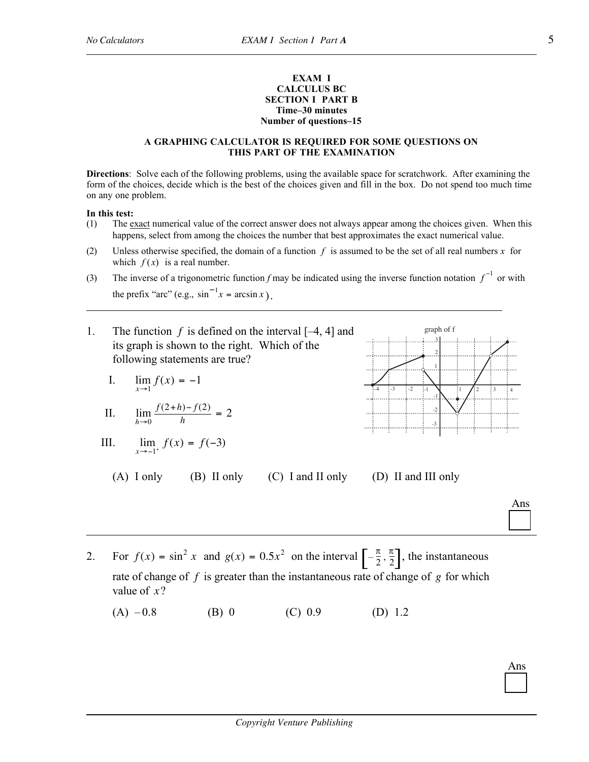**EXAM I**
**CALCULUS BC**
**SECTION I PART B**
**Time–30 minutes**
**Number of questions–15**

**A GRAPHING CALCULATOR IS REQUIRED FOR SOME QUESTIONS ON THIS PART OF THE EXAMINATION**

**Directions**: Solve each of the following problems, using the available space for scratchwork. After examining the form of the choices, decide which is the best of the choices given and fill in the box. Do not spend too much time on any one problem.

**In this test:**

(1) The exact numerical value of the correct answer does not always appear among the choices given. When this happens, select from among the choices the number that best approximates the exact numerical value.

(2) Unless otherwise specified, the domain of a function $f$ is assumed to be the set of all real numbers $x$ for which $f(x)$ is a real number.

(3) The inverse of a trigonometric function $f$ may be indicated using the inverse function notation $f^{-1}$ or with the prefix "arc" (e.g., $\sin^{-1} x = \arcsin x$).

---

1. The function $f$ is defined on the interval [–4, 4] and its graph is shown to the right. Which of the following statements are true?

graph of f

3
2
1
-4 -3 -2 -1 1 2 3 4
-1
-2
-3

I. $\lim\limits_{x \to 1} f(x) = -1$

II. $\lim\limits_{h \to 0} \dfrac{f(2+h) - f(2)}{h} = 2$

III. $\lim\limits_{x \to -1^+} f(x) = f(-3)$

(A) I only (B) II only (C) I and II only (D) II and III only

Ans

---

2. For $f(x) = \sin^2 x$ and $g(x) = 0.5x^2$ on the interval $\left[-\frac{\pi}{2}, \frac{\pi}{2}\right]$, the instantaneous rate of change of $f$ is greater than the instantaneous rate of change of $g$ for which value of $x$?

(A) $-0.8$ (B) $0$ (C) $0.9$ (D) $1.2$

Ans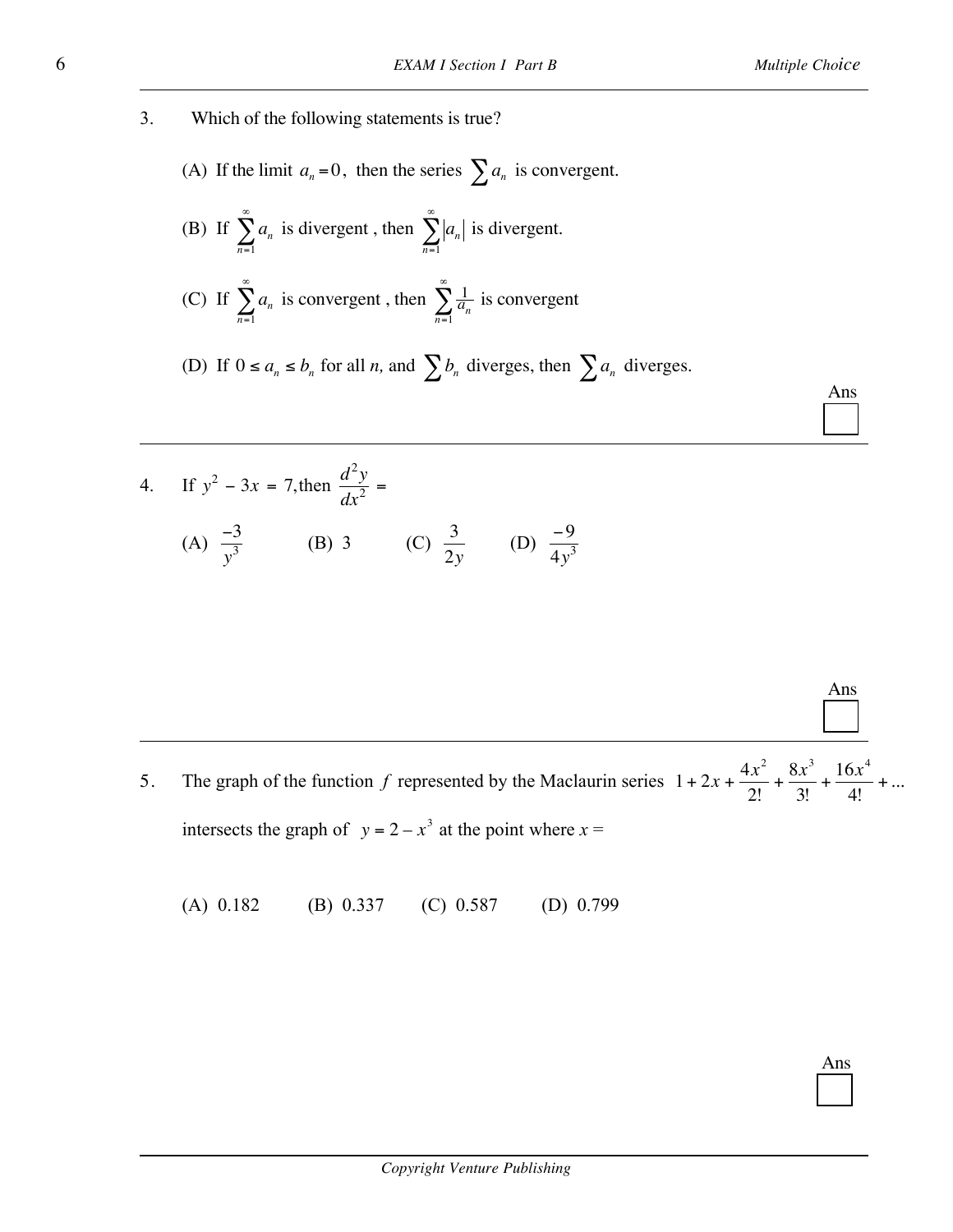3. Which of the following statements is true?

(A) If the limit $a_n = 0$, then the series $\sum a_n$ is convergent.

(B) If $\sum_{n=1}^{\infty} a_n$ is divergent , then $\sum_{n=1}^{\infty} |a_n|$ is divergent.

(C) If $\sum_{n=1}^{\infty} a_n$ is convergent , then $\sum_{n=1}^{\infty} \frac{1}{a_n}$ is convergent

(D) If $0 \le a_n \le b_n$ for all *n,* and $\sum b_n$ diverges, then $\sum a_n$ diverges.

Ans

---

4. If $y^2 - 3x = 7$, then $\frac{d^2y}{dx^2} =$

(A) $\frac{-3}{y^3}$ (B) 3 (C) $\frac{3}{2y}$ (D) $\frac{-9}{4y^3}$

Ans

---

5. The graph of the function $f$ represented by the Maclaurin series $1 + 2x + \frac{4x^2}{2!} + \frac{8x^3}{3!} + \frac{16x^4}{4!} + ...$ intersects the graph of $y = 2 - x^3$ at the point where $x =$

(A) 0.182 (B) 0.337 (C) 0.587 (D) 0.799

Ans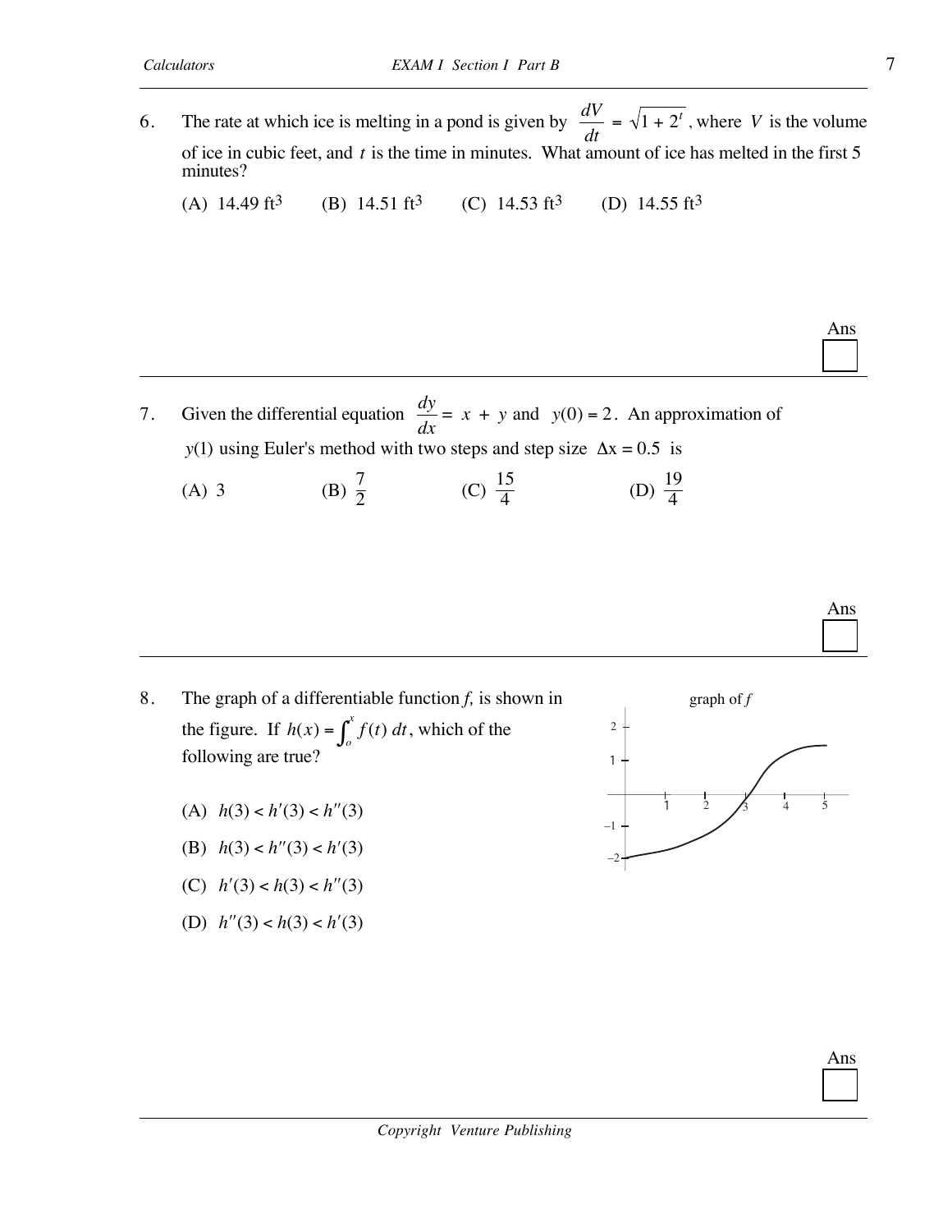6. The rate at which ice is melting in a pond is given by $\frac{dV}{dt} = \sqrt{1 + 2^t}$, where $V$ is the volume of ice in cubic feet, and $t$ is the time in minutes. What amount of ice has melted in the first 5 minutes?

(A) 14.49 ft$^3$ (B) 14.51 ft$^3$ (C) 14.53 ft$^3$ (D) 14.55 ft$^3$

Ans

---

7. Given the differential equation $\frac{dy}{dx} = x + y$ and $y(0) = 2$. An approximation of $y(1)$ using Euler's method with two steps and step size $\Delta x = 0.5$ is

(A) 3 (B) $\frac{7}{2}$ (C) $\frac{15}{4}$ (D) $\frac{19}{4}$

Ans

---

8. The graph of a differentiable function $f$, is shown in the figure. If $h(x) = \int_0^x f(t)\,dt$, which of the following are true?

(A) $h(3) < h'(3) < h''(3)$

(B) $h(3) < h''(3) < h'(3)$

(C) $h'(3) < h(3) < h''(3)$

(D) $h''(3) < h(3) < h'(3)$

graph of $f$

2
1
–1
–2
1 2 3 4 5

Ans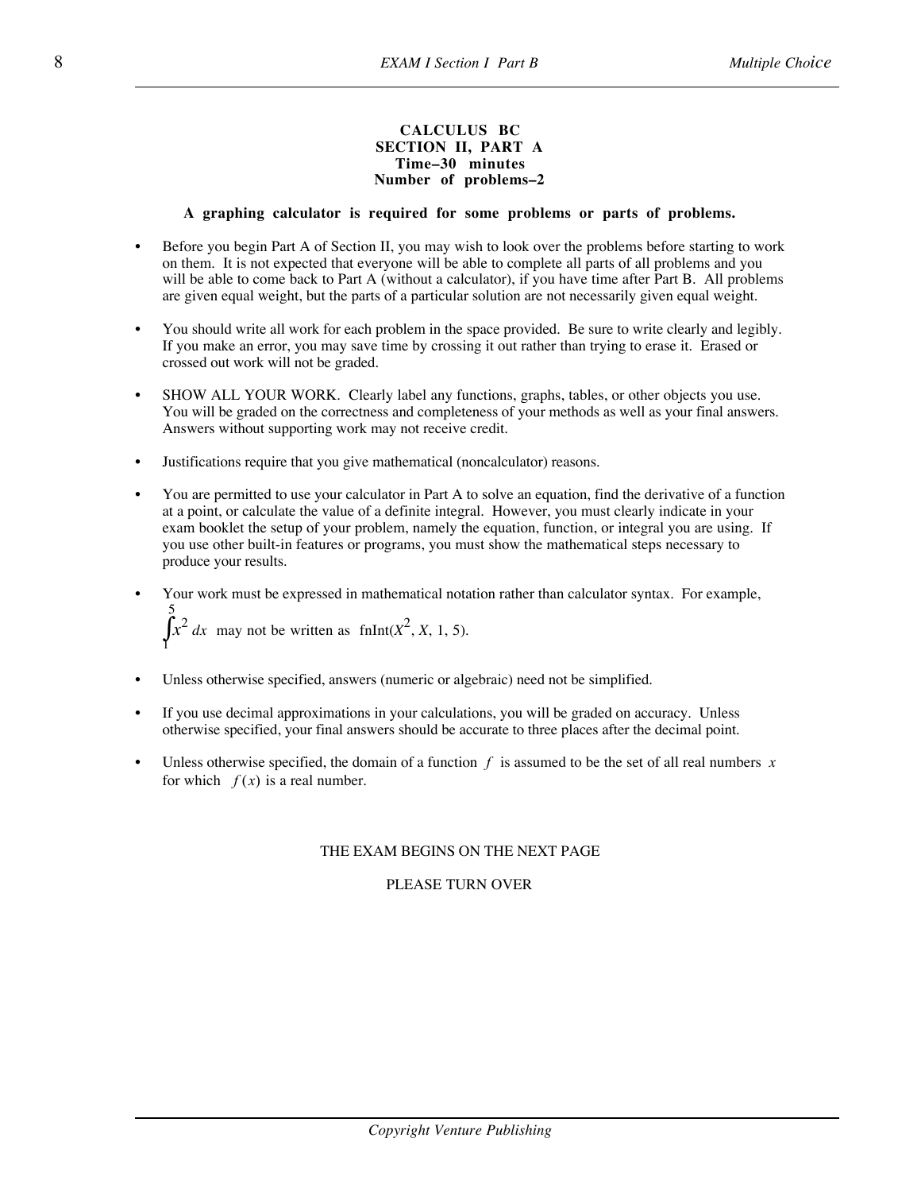**CALCULUS BC**
**SECTION II, PART A**
**Time–30 minutes**
**Number of problems–2**

**A graphing calculator is required for some problems or parts of problems.**

- Before you begin Part A of Section II, you may wish to look over the problems before starting to work on them. It is not expected that everyone will be able to complete all parts of all problems and you will be able to come back to Part A (without a calculator), if you have time after Part B. All problems are given equal weight, but the parts of a particular solution are not necessarily given equal weight.

- You should write all work for each problem in the space provided. Be sure to write clearly and legibly. If you make an error, you may save time by crossing it out rather than trying to erase it. Erased or crossed out work will not be graded.

- SHOW ALL YOUR WORK. Clearly label any functions, graphs, tables, or other objects you use. You will be graded on the correctness and completeness of your methods as well as your final answers. Answers without supporting work may not receive credit.

- Justifications require that you give mathematical (noncalculator) reasons.

- You are permitted to use your calculator in Part A to solve an equation, find the derivative of a function at a point, or calculate the value of a definite integral. However, you must clearly indicate in your exam booklet the setup of your problem, namely the equation, function, or integral you are using. If you use other built-in features or programs, you must show the mathematical steps necessary to produce your results.

- Your work must be expressed in mathematical notation rather than calculator syntax. For example, $\int_1^5 x^2\,dx$ may not be written as fnInt($X^2$, $X$, 1, 5).

- Unless otherwise specified, answers (numeric or algebraic) need not be simplified.

- If you use decimal approximations in your calculations, you will be graded on accuracy. Unless otherwise specified, your final answers should be accurate to three places after the decimal point.

- Unless otherwise specified, the domain of a function $f$ is assumed to be the set of all real numbers $x$ for which $f(x)$ is a real number.

THE EXAM BEGINS ON THE NEXT PAGE

PLEASE TURN OVER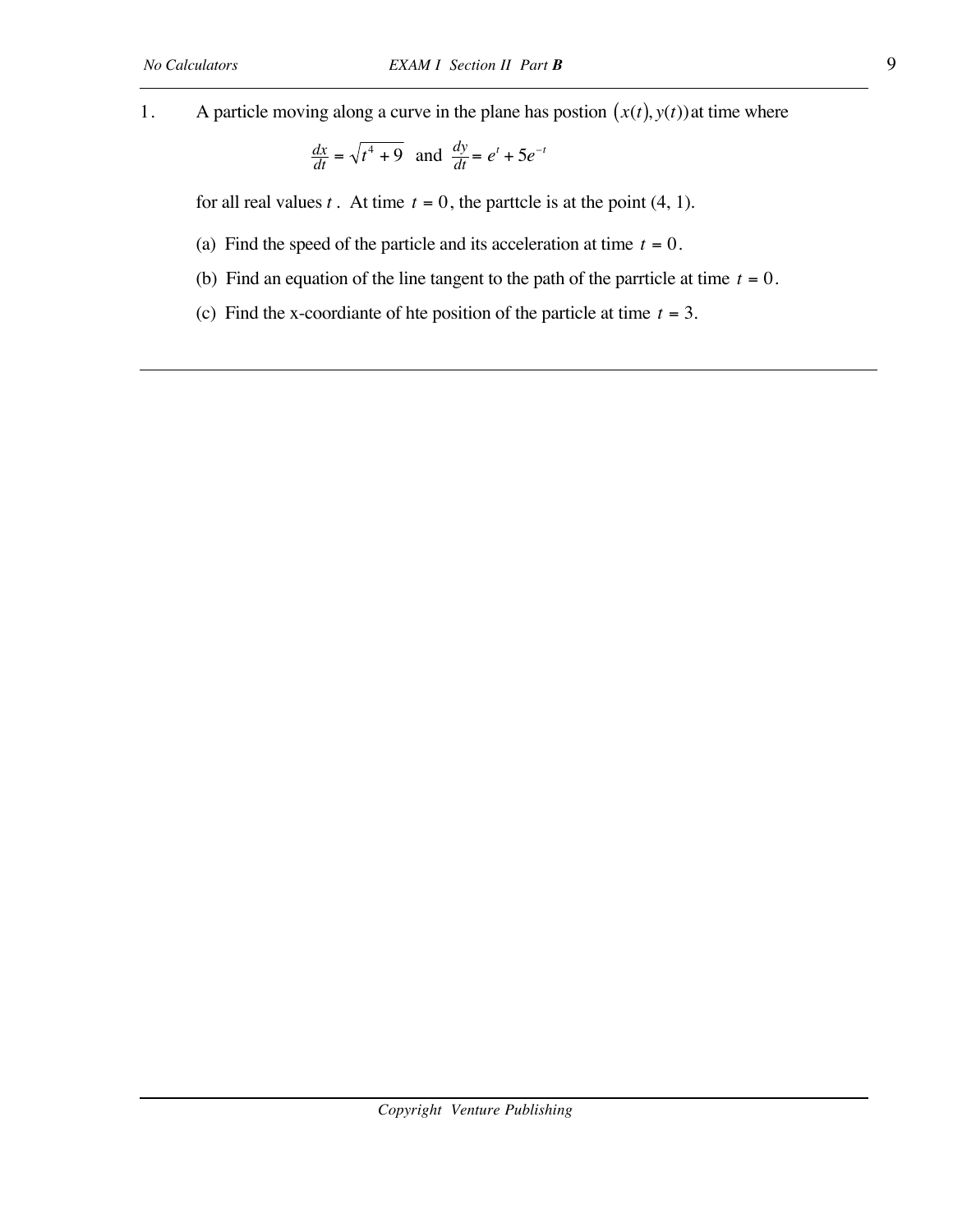1. A particle moving along a curve in the plane has postion $(x(t), y(t))$ at time where

$$\frac{dx}{dt} = \sqrt{t^4 + 9} \text{ and } \frac{dy}{dt} = e^t + 5e^{-t}$$

for all real values $t$. At time $t = 0$, the parttcle is at the point (4, 1).

(a) Find the speed of the particle and its acceleration at time $t = 0$.

(b) Find an equation of the line tangent to the path of the parrticle at time $t = 0$.

(c) Find the x-coordiante of hte position of the particle at time $t = 3$.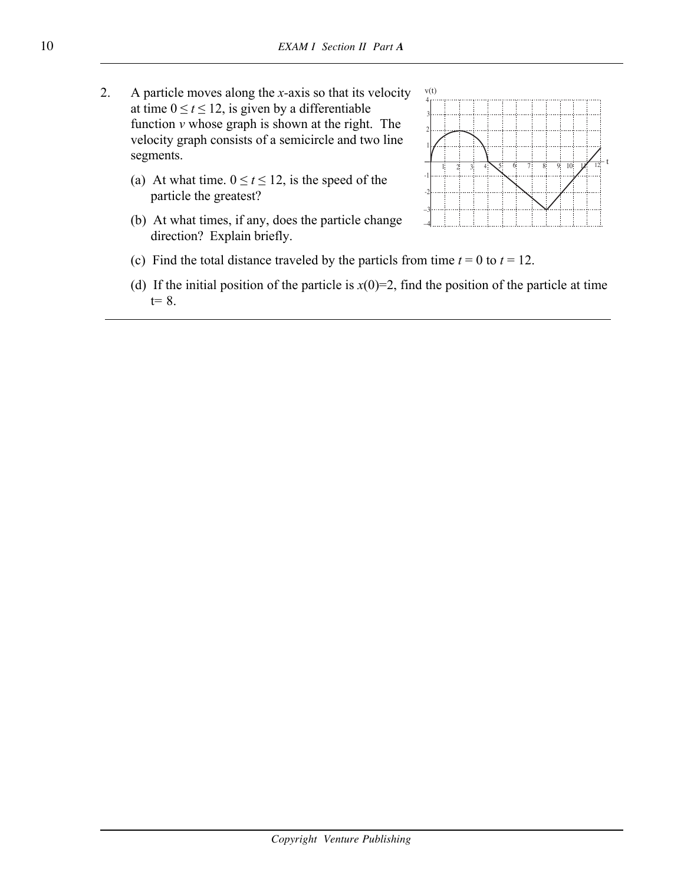2. A particle moves along the $x$-axis so that its velocity at time $0 \le t \le 12$, is given by a differentiable function $v$ whose graph is shown at the right. The velocity graph consists of a semicircle and two line segments.

v(t)

4
3
2
1
-1
-2
−3
−4

1 2 3 4 5 6 7 8 9 10 11 12 t

(a) At what time. $0 \le t \le 12$, is the speed of the particle the greatest?

(b) At what times, if any, does the particle change direction? Explain briefly.

(c) Find the total distance traveled by the particls from time $t = 0$ to $t = 12$.

(d) If the initial position of the particle is $x(0)=2$, find the position of the particle at time t= 8.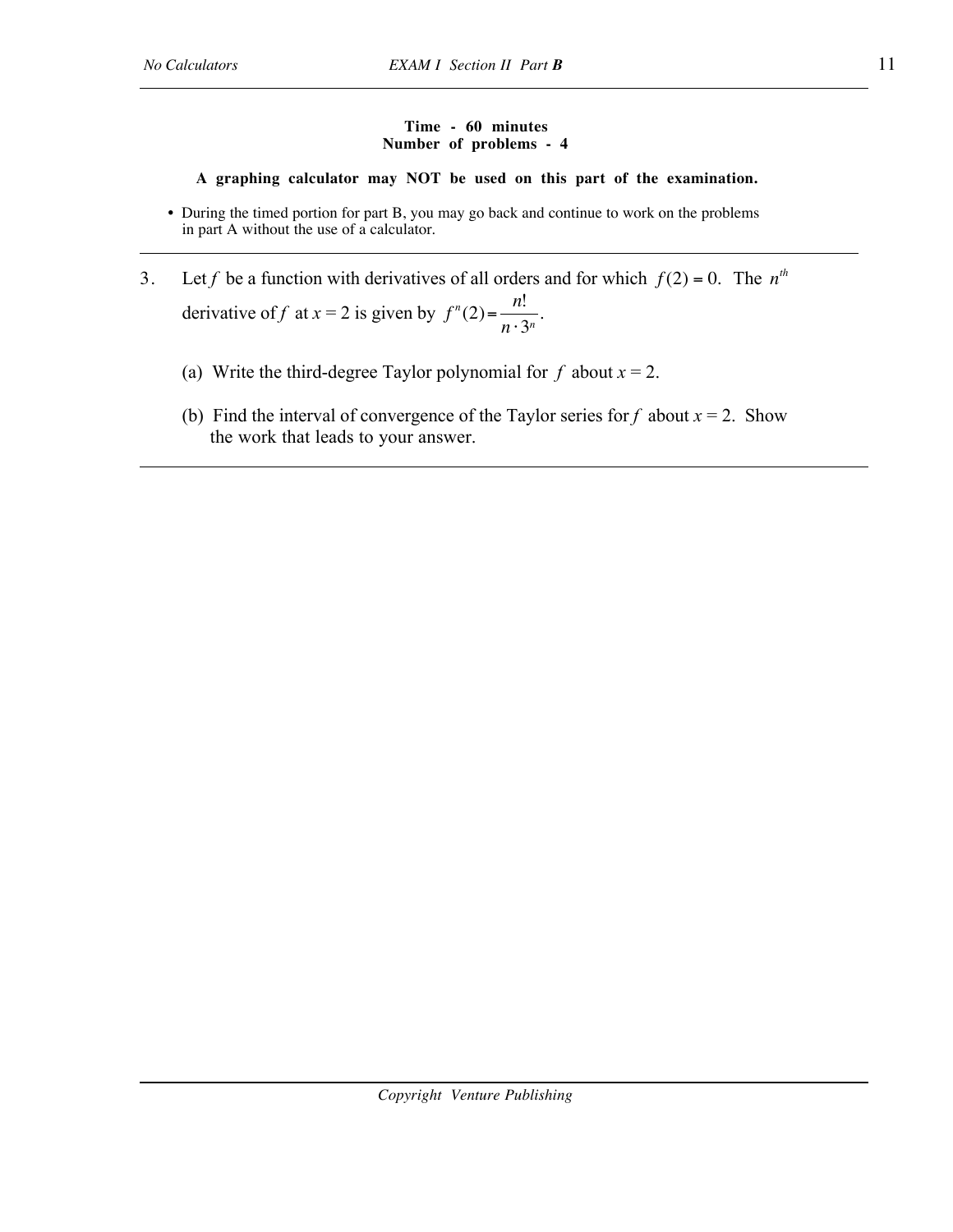**Time - 60 minutes**
**Number of problems - 4**

**A graphing calculator may NOT be used on this part of the examination.**

- During the timed portion for part B, you may go back and continue to work on the problems in part A without the use of a calculator.

---

3. Let $f$ be a function with derivatives of all orders and for which $f(2) = 0$. The $n^{th}$ derivative of $f$ at $x = 2$ is given by $f^{n}(2) = \dfrac{n!}{n \cdot 3^{n}}$.

   (a) Write the third-degree Taylor polynomial for $f$ about $x = 2$.

   (b) Find the interval of convergence of the Taylor series for $f$ about $x = 2$. Show the work that leads to your answer.

---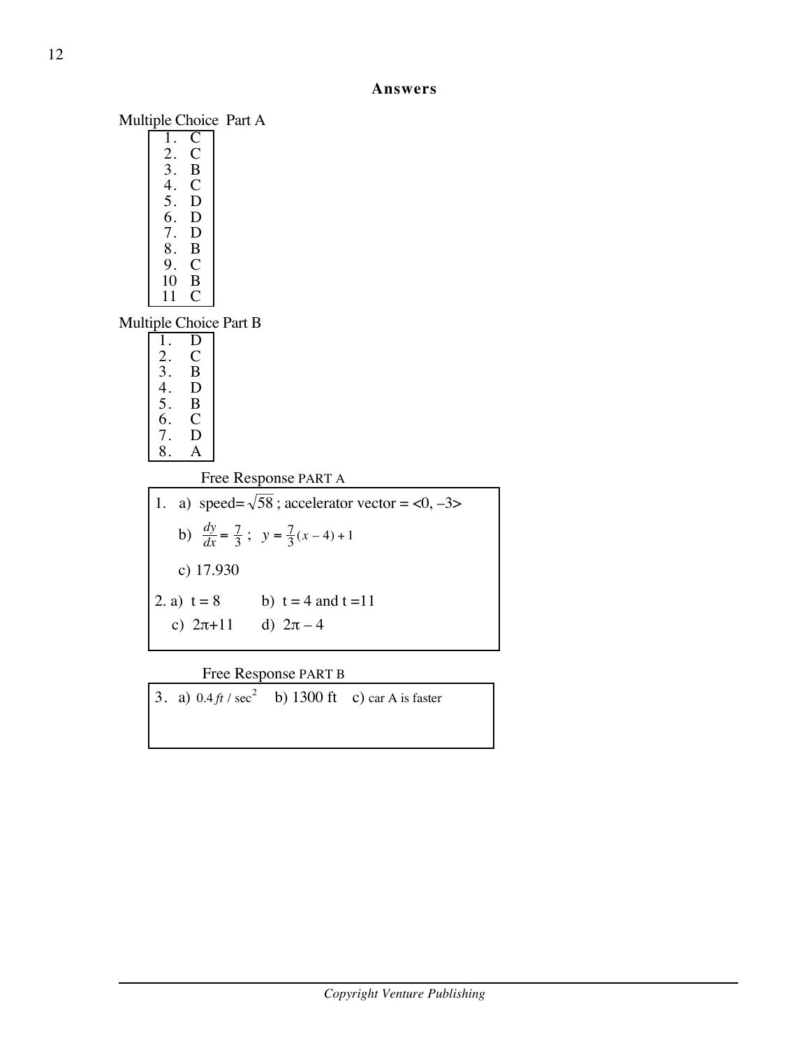## Answers

Multiple Choice Part A

| | |
|---|---|
| 1. | C |
| 2. | C |
| 3. | B |
| 4. | C |
| 5. | D |
| 6. | D |
| 7. | D |
| 8. | B |
| 9. | C |
| 10 | B |
| 11 | C |

Multiple Choice Part B

| | |
|---|---|
| 1. | D |
| 2. | C |
| 3. | B |
| 4. | D |
| 5. | B |
| 6. | C |
| 7. | D |
| 8. | A |

Free Response PART A

1. a) speed= $\sqrt{58}$ ; accelerator vector = <0, –3>

   b) $\frac{dy}{dx} = \frac{7}{3}$ ; $y = \frac{7}{3}(x-4)+1$

   c) 17.930

2. a) t = 8 b) t = 4 and t =11

   c) $2\pi+11$ d) $2\pi - 4$

Free Response PART B

3. a) $0.4\, ft/\sec^2$ b) 1300 ft c) car A is faster